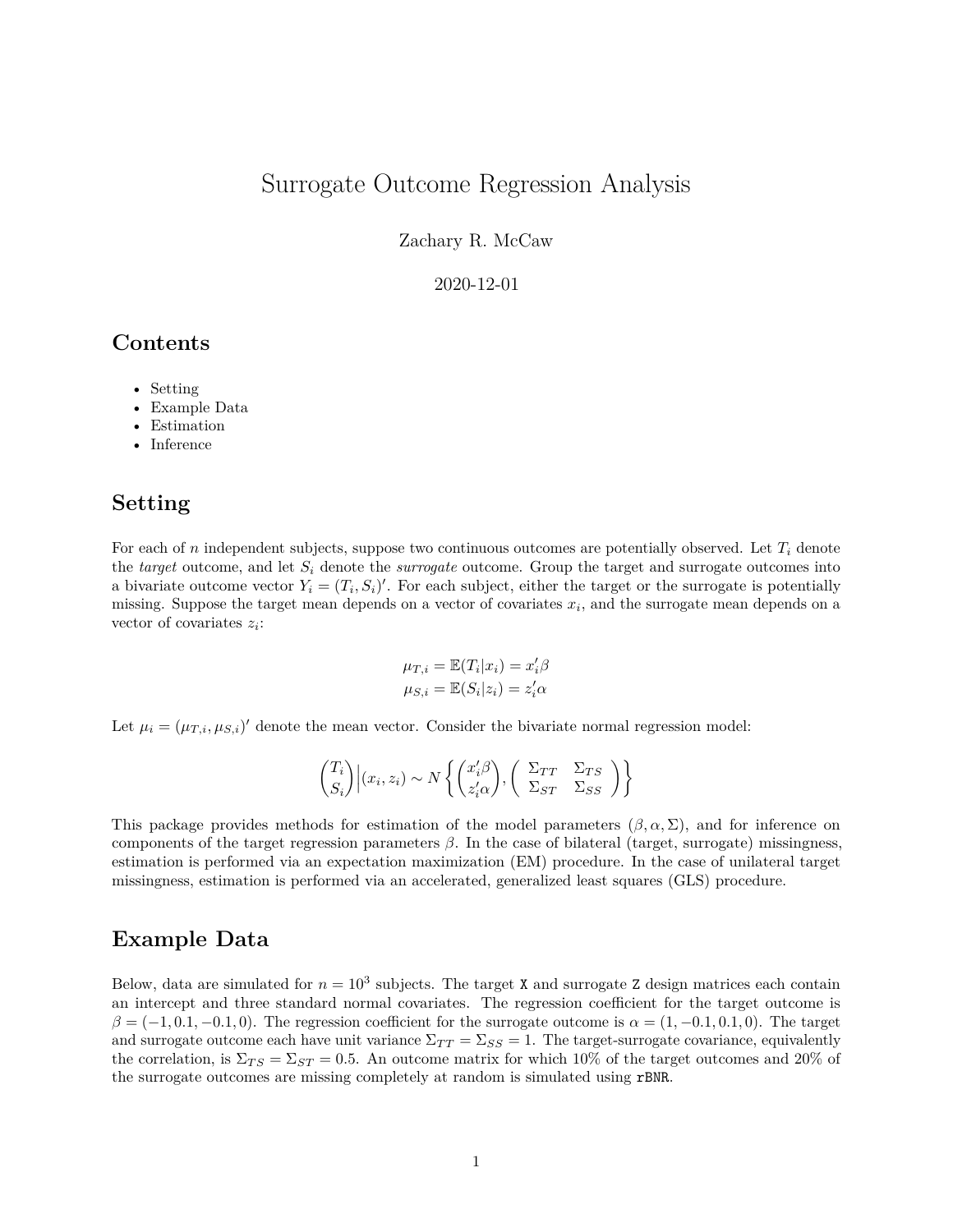# Surrogate Outcome Regression Analysis

Zachary R. McCaw

2020-12-01

## Contents

- Setting
- Example Data
- Estimation
- Inference

## Setting

For each of $n$ independent subjects, suppose two continuous outcomes are potentially observed. Let $T_i$ denote the *target* outcome, and let $S_i$ denote the *surrogate* outcome. Group the target and surrogate outcomes into a bivariate outcome vector $Y_i = (T_i, S_i)'$. For each subject, either the target or the surrogate is potentially missing. Suppose the target mean depends on a vector of covariates $x_i$, and the surrogate mean depends on a vector of covariates $z_i$:

$$
\mu_{T,i} = \mathbb{E}(T_i|x_i) = x_i'\beta
$$

$$
\mu_{S,i} = \mathbb{E}(S_i|z_i) = z_i'\alpha
$$

Let $\mu_i = (\mu_{T,i}, \mu_{S,i})'$ denote the mean vector. Consider the bivariate normal regression model:

$$
\begin{pmatrix} T_i \\ S_i \end{pmatrix} \Big| (x_i, z_i) \sim N\left\{ \begin{pmatrix} x_i'\beta \\ z_i'\alpha \end{pmatrix}, \begin{pmatrix} \Sigma_{TT} & \Sigma_{TS} \\ \Sigma_{ST} & \Sigma_{SS} \end{pmatrix} \right\}
$$

This package provides methods for estimation of the model parameters $(\beta, \alpha, \Sigma)$, and for inference on components of the target regression parameters $\beta$. In the case of bilateral (target, surrogate) missingness, estimation is performed via an expectation maximization (EM) procedure. In the case of unilateral target missingness, estimation is performed via an accelerated, generalized least squares (GLS) procedure.

## Example Data

Below, data are simulated for $n = 10^3$ subjects. The target `X` and surrogate `Z` design matrices each contain an intercept and three standard normal covariates. The regression coefficient for the target outcome is $\beta = (-1, 0.1, -0.1, 0)$. The regression coefficient for the surrogate outcome is $\alpha = (1, -0.1, 0.1, 0)$. The target and surrogate outcome each have unit variance $\Sigma_{TT} = \Sigma_{SS} = 1$. The target-surrogate covariance, equivalently the correlation, is $\Sigma_{TS} = \Sigma_{ST} = 0.5$. An outcome matrix for which 10% of the target outcomes and 20% of the surrogate outcomes are missing completely at random is simulated using `rBNR`.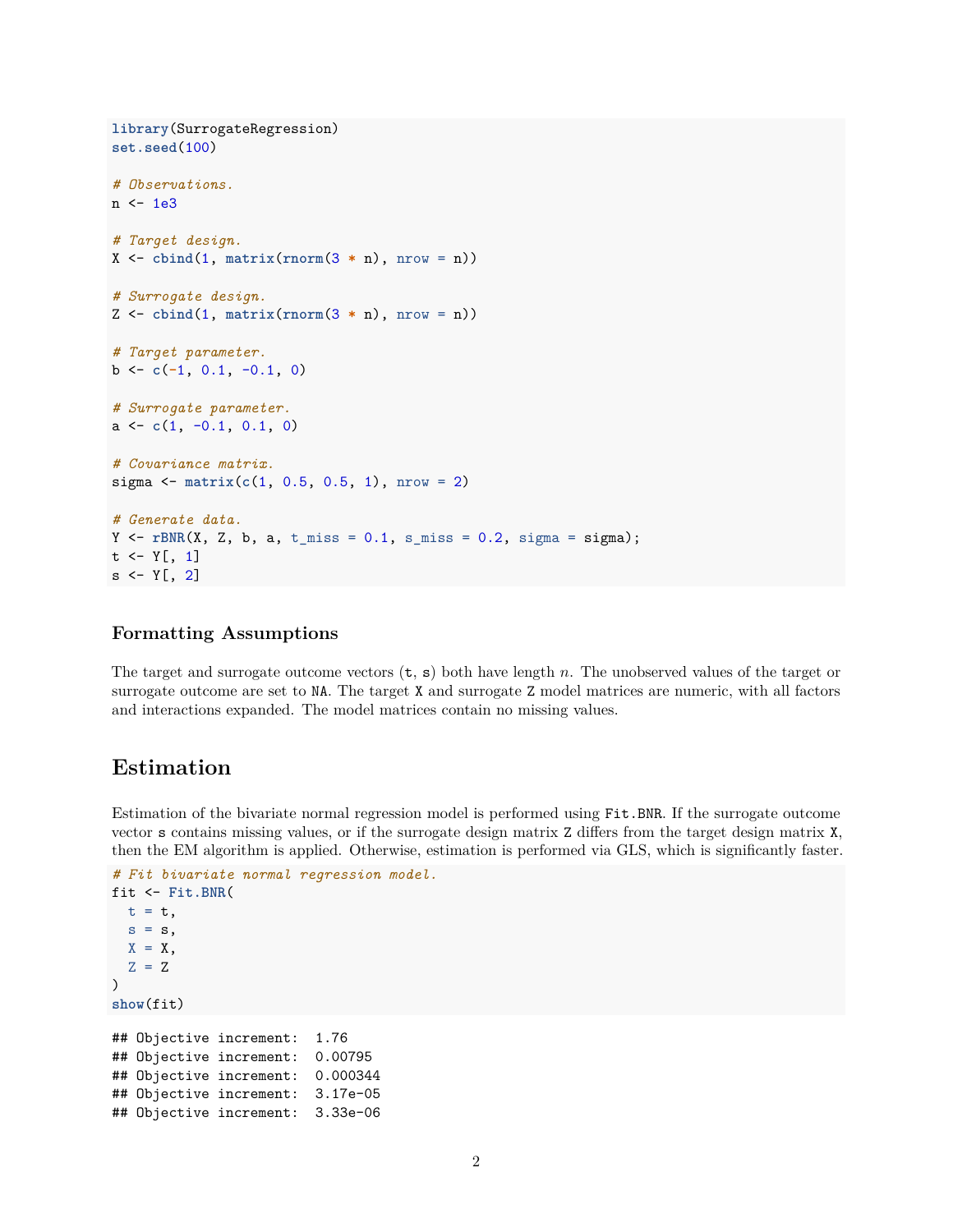```r
library(SurrogateRegression)
set.seed(100)

# Observations.
n <- 1e3

# Target design.
X <- cbind(1, matrix(rnorm(3 * n), nrow = n))

# Surrogate design.
Z <- cbind(1, matrix(rnorm(3 * n), nrow = n))

# Target parameter.
b <- c(-1, 0.1, -0.1, 0)

# Surrogate parameter.
a <- c(1, -0.1, 0.1, 0)

# Covariance matrix.
sigma <- matrix(c(1, 0.5, 0.5, 1), nrow = 2)

# Generate data.
Y <- rBNR(X, Z, b, a, t_miss = 0.1, s_miss = 0.2, sigma = sigma);
t <- Y[, 1]
s <- Y[, 2]
```

### Formatting Assumptions

The target and surrogate outcome vectors (`t`, `s`) both have length $n$. The unobserved values of the target or surrogate outcome are set to `NA`. The target `X` and surrogate `Z` model matrices are numeric, with all factors and interactions expanded. The model matrices contain no missing values.

## Estimation

Estimation of the bivariate normal regression model is performed using `Fit.BNR`. If the surrogate outcome vector `s` contains missing values, or if the surrogate design matrix `Z` differs from the target design matrix `X`, then the EM algorithm is applied. Otherwise, estimation is performed via GLS, which is significantly faster.

```r
# Fit bivariate normal regression model.
fit <- Fit.BNR(
  t = t,
  s = s,
  X = X,
  Z = Z
)
show(fit)
```

```
## Objective increment:  1.76
## Objective increment:  0.00795
## Objective increment:  0.000344
## Objective increment:  3.17e-05
## Objective increment:  3.33e-06
```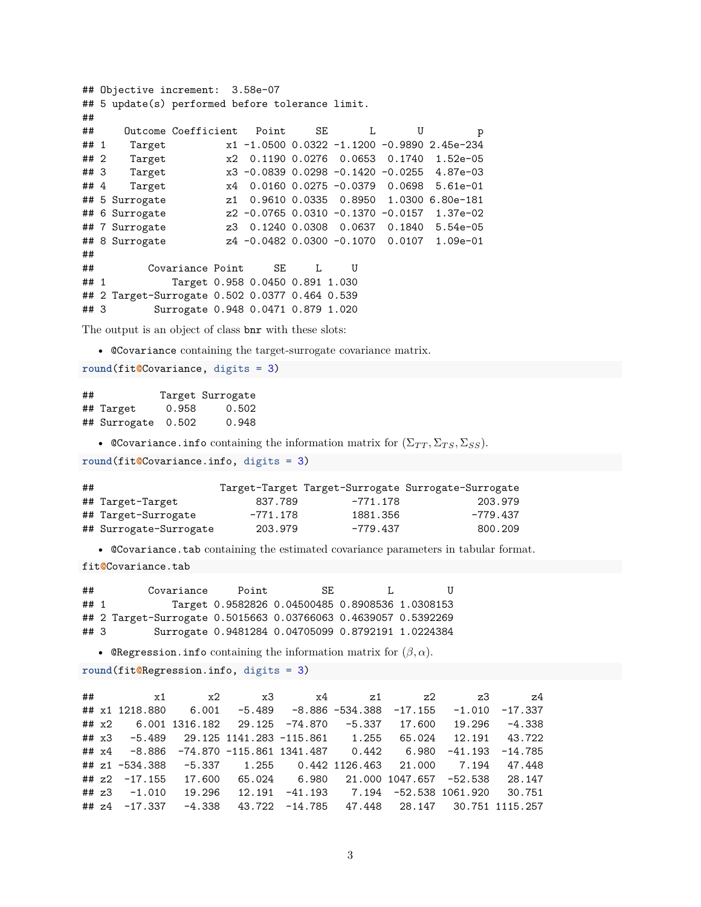```
## Objective increment:  3.58e-07
## 5 update(s) performed before tolerance limit.
##
##     Outcome Coefficient   Point     SE       L       U         p
## 1    Target          x1 -1.0500 0.0322 -1.1200 -0.9890 2.45e-234
## 2    Target          x2  0.1190 0.0276  0.0653  0.1740  1.52e-05
## 3    Target          x3 -0.0839 0.0298 -0.1420 -0.0255  4.87e-03
## 4    Target          x4  0.0160 0.0275 -0.0379  0.0698  5.61e-01
## 5 Surrogate          z1  0.9610 0.0335  0.8950  1.0300 6.80e-181
## 6 Surrogate          z2 -0.0765 0.0310 -0.1370 -0.0157  1.37e-02
## 7 Surrogate          z3  0.1240 0.0308  0.0637  0.1840  5.54e-05
## 8 Surrogate          z4 -0.0482 0.0300 -0.1070  0.0107  1.09e-01
##
##         Covariance Point     SE     L     U
## 1           Target 0.958 0.0450 0.891 1.030
## 2 Target-Surrogate 0.502 0.0377 0.464 0.539
## 3        Surrogate 0.948 0.0471 0.879 1.020
```

The output is an object of class `bnr` with these slots:

- `@Covariance` containing the target-surrogate covariance matrix.

```r
round(fit@Covariance, digits = 3)
```

```
##           Target Surrogate
## Target     0.958     0.502
## Surrogate  0.502     0.948
```

- `@Covariance.info` containing the information matrix for $(\Sigma_{TT}, \Sigma_{TS}, \Sigma_{SS})$.

```r
round(fit@Covariance.info, digits = 3)
```

```
##                     Target-Target Target-Surrogate Surrogate-Surrogate
## Target-Target             837.789         -771.178             203.979
## Target-Surrogate         -771.178         1881.356            -779.437
## Surrogate-Surrogate       203.979         -779.437             800.209
```

- `@Covariance.tab` containing the estimated covariance parameters in tabular format.

```r
fit@Covariance.tab
```

```
##         Covariance     Point         SE         L         U
## 1           Target 0.9582826 0.04500485 0.8908536 1.0308153
## 2 Target-Surrogate 0.5015663 0.03766063 0.4639057 0.5392269
## 3        Surrogate 0.9481284 0.04705099 0.8792191 1.0224384
```

- `@Regression.info` containing the information matrix for $(\beta, \alpha)$.

```r
round(fit@Regression.info, digits = 3)
```

```
##          x1       x2       x3       x4       z1       z2       z3       z4
## x1 1218.880    6.001   -5.489   -8.886 -534.388  -17.155   -1.010  -17.337
## x2    6.001 1316.182   29.125  -74.870   -5.337   17.600   19.296   -4.338
## x3   -5.489   29.125 1141.283 -115.861    1.255   65.024   12.191   43.722
## x4   -8.886  -74.870 -115.861 1341.487    0.442    6.980  -41.193  -14.785
## z1 -534.388   -5.337    1.255    0.442 1126.463   21.000    7.194   47.448
## z2  -17.155   17.600   65.024    6.980   21.000 1047.657  -52.538   28.147
## z3   -1.010   19.296   12.191  -41.193    7.194  -52.538 1061.920   30.751
## z4  -17.337   -4.338   43.722  -14.785   47.448   28.147   30.751 1115.257
```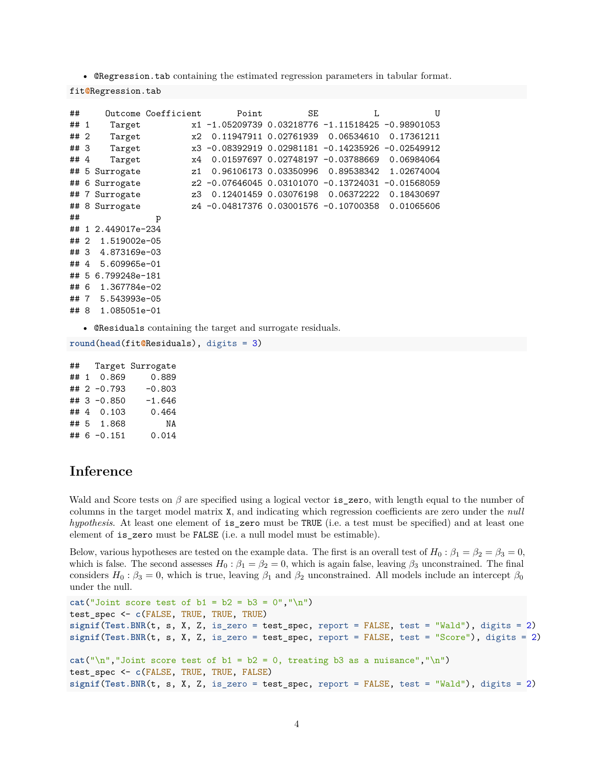- `@Regression.tab` containing the estimated regression parameters in tabular format.

```
fit@Regression.tab
```

```
##     Outcome Coefficient       Point         SE           L           U
## 1    Target          x1 -1.05209739 0.03218776 -1.11518425 -0.98901053
## 2    Target          x2  0.11947911 0.02761939  0.06534610  0.17361211
## 3    Target          x3 -0.08392919 0.02981181 -0.14235926 -0.02549912
## 4    Target          x4  0.01597697 0.02748197 -0.03788669  0.06984064
## 5 Surrogate          z1  0.96106173 0.03350996  0.89538342  1.02674004
## 6 Surrogate          z2 -0.07646045 0.03101070 -0.13724031 -0.01568059
## 7 Surrogate          z3  0.12401459 0.03076198  0.06372222  0.18430697
## 8 Surrogate          z4 -0.04817376 0.03001576 -0.10700358  0.01065606
##               p
## 1 2.449017e-234
## 2  1.519002e-05
## 3  4.873169e-03
## 4  5.609965e-01
## 5 6.799248e-181
## 6  1.367784e-02
## 7  5.543993e-05
## 8  1.085051e-01
```

- `@Residuals` containing the target and surrogate residuals.

```
round(head(fit@Residuals), digits = 3)
```

```
##   Target Surrogate
## 1  0.869     0.889
## 2 -0.793    -0.803
## 3 -0.850    -1.646
## 4  0.103     0.464
## 5  1.868        NA
## 6 -0.151     0.014
```

## Inference

Wald and Score tests on $\beta$ are specified using a logical vector `is_zero`, with length equal to the number of columns in the target model matrix `X`, and indicating which regression coefficients are zero under the *null hypothesis*. At least one element of `is_zero` must be `TRUE` (i.e. a test must be specified) and at least one element of `is_zero` must be `FALSE` (i.e. a null model must be estimable).

Below, various hypotheses are tested on the example data. The first is an overall test of $H_0 : \beta_1 = \beta_2 = \beta_3 = 0$, which is false. The second assesses $H_0 : \beta_1 = \beta_2 = 0$, which is again false, leaving $\beta_3$ unconstrained. The final considers $H_0 : \beta_3 = 0$, which is true, leaving $\beta_1$ and $\beta_2$ unconstrained. All models include an intercept $\beta_0$ under the null.

```
cat("Joint score test of b1 = b2 = b3 = 0","\n")
test_spec <- c(FALSE, TRUE, TRUE, TRUE)
signif(Test.BNR(t, s, X, Z, is_zero = test_spec, report = FALSE, test = "Wald"), digits = 2)
signif(Test.BNR(t, s, X, Z, is_zero = test_spec, report = FALSE, test = "Score"), digits = 2)

cat("\n","Joint score test of b1 = b2 = 0, treating b3 as a nuisance","\n")
test_spec <- c(FALSE, TRUE, TRUE, FALSE)
signif(Test.BNR(t, s, X, Z, is_zero = test_spec, report = FALSE, test = "Wald"), digits = 2)
```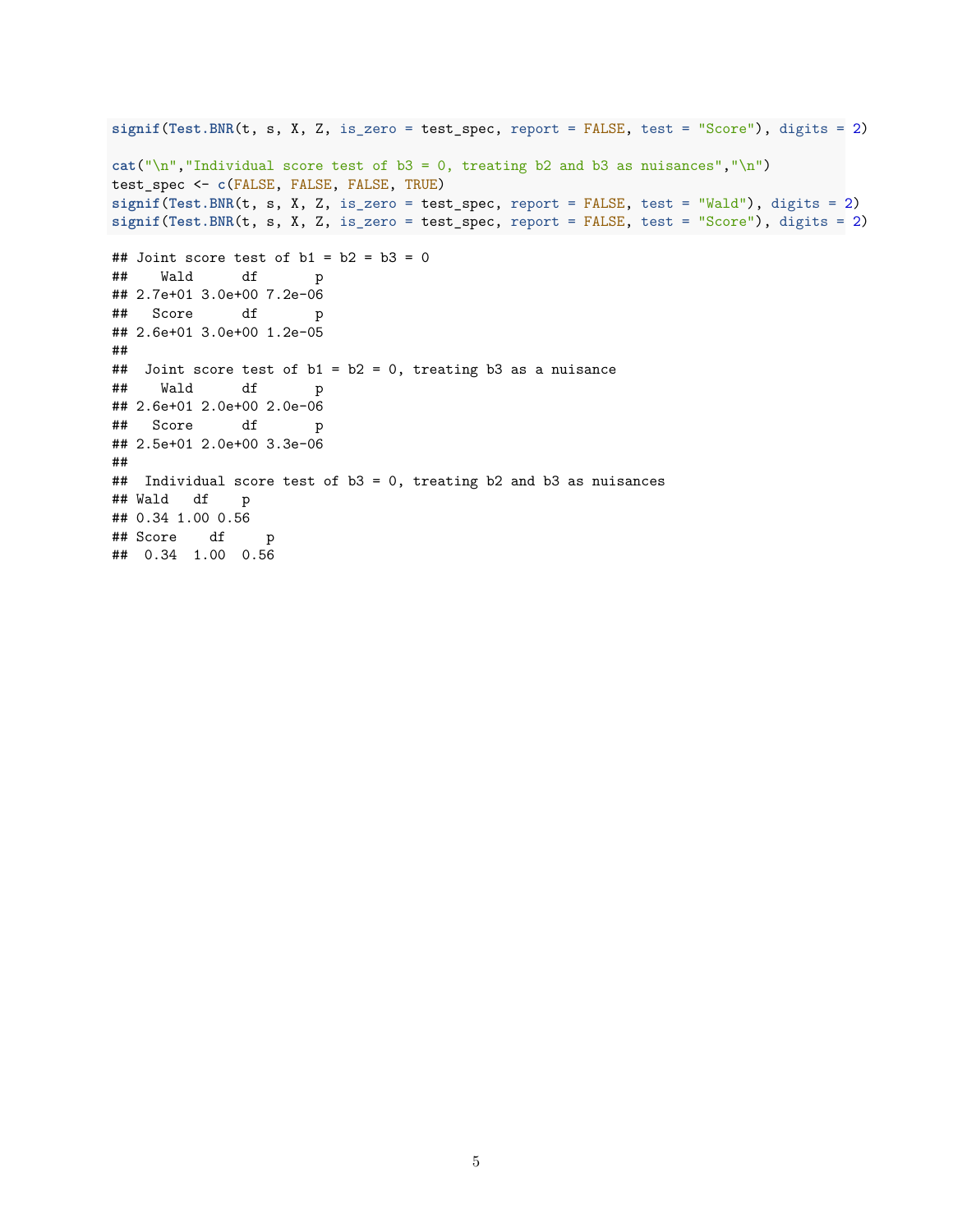```r
signif(Test.BNR(t, s, X, Z, is_zero = test_spec, report = FALSE, test = "Score"), digits = 2)

cat("\n","Individual score test of b3 = 0, treating b2 and b3 as nuisances","\n")
test_spec <- c(FALSE, FALSE, FALSE, TRUE)
signif(Test.BNR(t, s, X, Z, is_zero = test_spec, report = FALSE, test = "Wald"), digits = 2)
signif(Test.BNR(t, s, X, Z, is_zero = test_spec, report = FALSE, test = "Score"), digits = 2)
```

```
## Joint score test of b1 = b2 = b3 = 0
##    Wald      df       p
## 2.7e+01 3.0e+00 7.2e-06
##   Score      df       p
## 2.6e+01 3.0e+00 1.2e-05
##
##  Joint score test of b1 = b2 = 0, treating b3 as a nuisance
##    Wald      df       p
## 2.6e+01 2.0e+00 2.0e-06
##   Score      df       p
## 2.5e+01 2.0e+00 3.3e-06
##
##  Individual score test of b3 = 0, treating b2 and b3 as nuisances
## Wald   df    p
## 0.34 1.00 0.56
## Score    df     p
##  0.34  1.00  0.56
```